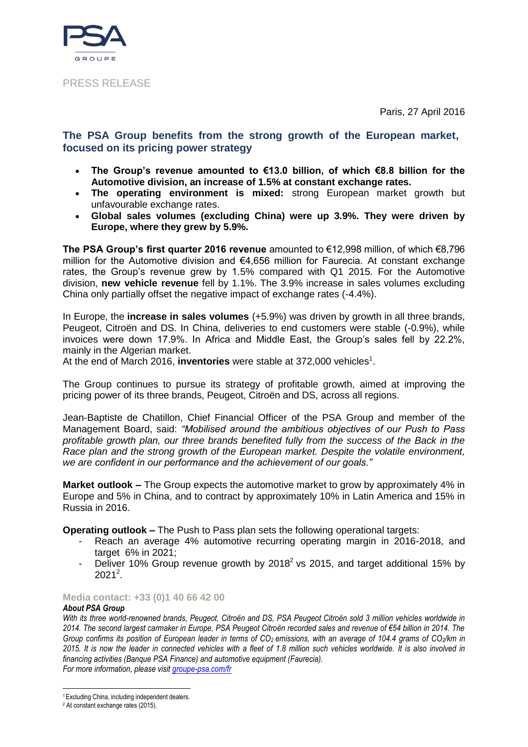PSA GROUPE

PRESS RELEASE

Paris, 27 April 2016

## The PSA Group benefits from the strong growth of the European market, focused on its pricing power strategy

- **The Group's revenue amounted to €13.0 billion, of which €8.8 billion for the Automotive division, an increase of 1.5% at constant exchange rates.**
- **The operating environment is mixed:** strong European market growth but unfavourable exchange rates.
- **Global sales volumes (excluding China) were up 3.9%. They were driven by Europe, where they grew by 5.9%.**

**The PSA Group's first quarter 2016 revenue** amounted to €12,998 million, of which €8,796 million for the Automotive division and €4,656 million for Faurecia. At constant exchange rates, the Group's revenue grew by 1.5% compared with Q1 2015. For the Automotive division, **new vehicle revenue** fell by 1.1%. The 3.9% increase in sales volumes excluding China only partially offset the negative impact of exchange rates (-4.4%).

In Europe, the **increase in sales volumes** (+5.9%) was driven by growth in all three brands, Peugeot, Citroën and DS. In China, deliveries to end customers were stable (-0.9%), while invoices were down 17.9%. In Africa and Middle East, the Group's sales fell by 22.2%, mainly in the Algerian market.
At the end of March 2016, **inventories** were stable at 372,000 vehicles[1].

The Group continues to pursue its strategy of profitable growth, aimed at improving the pricing power of its three brands, Peugeot, Citroën and DS, across all regions.

Jean-Baptiste de Chatillon, Chief Financial Officer of the PSA Group and member of the Management Board, said: *"Mobilised around the ambitious objectives of our Push to Pass profitable growth plan, our three brands benefited fully from the success of the Back in the Race plan and the strong growth of the European market. Despite the volatile environment, we are confident in our performance and the achievement of our goals."*

**Market outlook –** The Group expects the automotive market to grow by approximately 4% in Europe and 5% in China, and to contract by approximately 10% in Latin America and 15% in Russia in 2016.

**Operating outlook –** The Push to Pass plan sets the following operational targets:

- Reach an average 4% automotive recurring operating margin in 2016-2018, and target 6% in 2021;
- Deliver 10% Group revenue growth by 2018[2] vs 2015, and target additional 15% by 2021[2].

**Media contact: +33 (0)1 40 66 42 00**

***About PSA Group***

*With its three world-renowned brands, Peugeot, Citroën and DS, PSA Peugeot Citroën sold 3 million vehicles worldwide in 2014. The second largest carmaker in Europe, PSA Peugeot Citroën recorded sales and revenue of €54 billion in 2014. The Group confirms its position of European leader in terms of $CO_2$ emissions, with an average of 104.4 grams of $CO_2$/km in 2015. It is now the leader in connected vehicles with a fleet of 1.8 million such vehicles worldwide. It is also involved in financing activities (Banque PSA Finance) and automotive equipment (Faurecia).*
*For more information, please visit groupe-psa.com/fr*

[1] Excluding China, including independent dealers.
[2] At constant exchange rates (2015).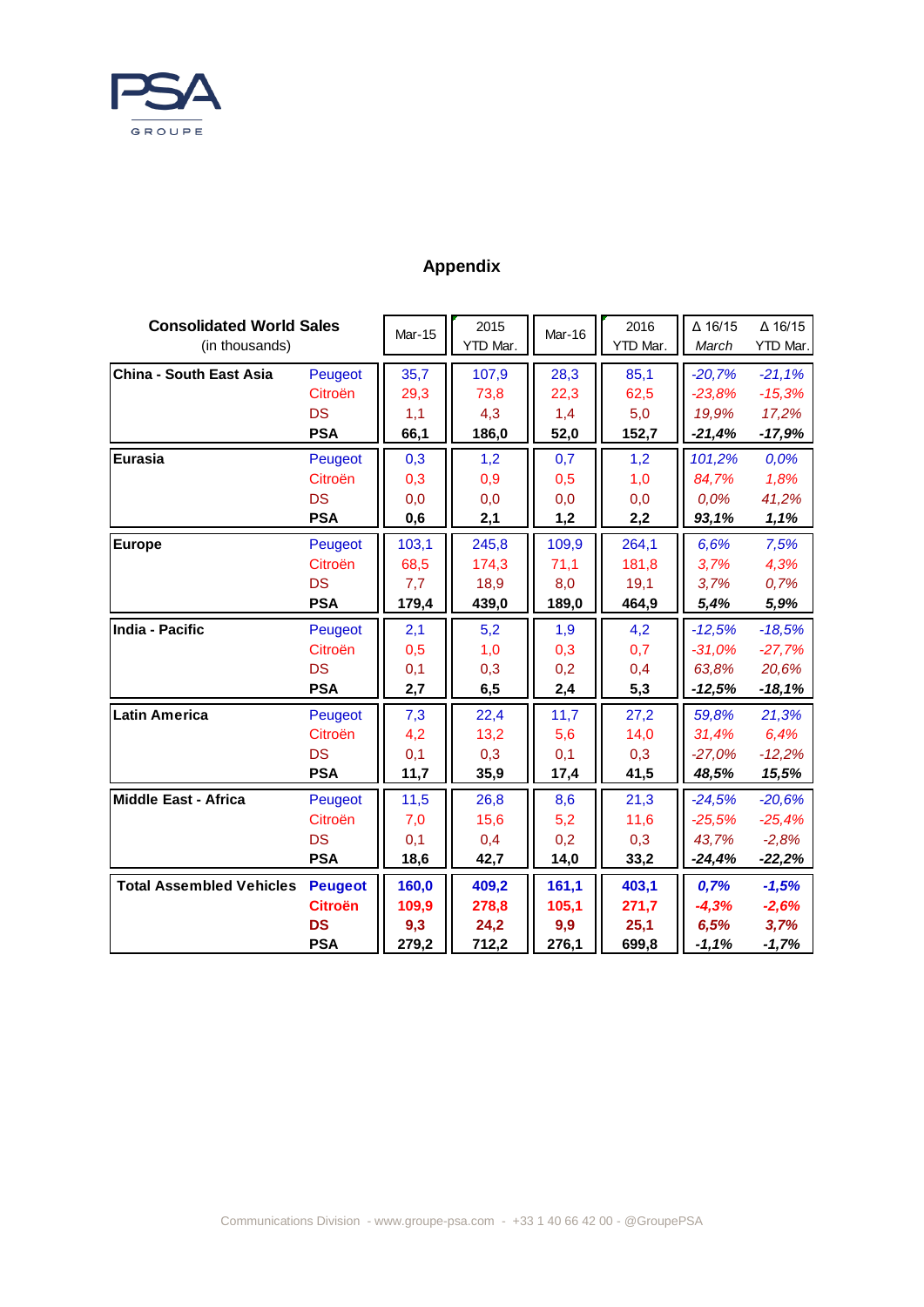## Appendix

| Consolidated World Sales (in thousands) | | Mar-15 | 2015 YTD Mar. | Mar-16 | 2016 YTD Mar. | Δ 16/15 *March* | Δ 16/15 YTD Mar. |
|---|---|---|---|---|---|---|---|
| **China - South East Asia** | Peugeot | 35,7 | 107,9 | 28,3 | 85,1 | *-20,7%* | *-21,1%* |
| | Citroën | 29,3 | 73,8 | 22,3 | 62,5 | *-23,8%* | *-15,3%* |
| | DS | 1,1 | 4,3 | 1,4 | 5,0 | *19,9%* | *17,2%* |
| | **PSA** | **66,1** | **186,0** | **52,0** | **152,7** | ***-21,4%*** | ***-17,9%*** |
| **Eurasia** | Peugeot | 0,3 | 1,2 | 0,7 | 1,2 | *101,2%* | *0,0%* |
| | Citroën | 0,3 | 0,9 | 0,5 | 1,0 | *84,7%* | *1,8%* |
| | DS | 0,0 | 0,0 | 0,0 | 0,0 | *0,0%* | *41,2%* |
| | **PSA** | **0,6** | **2,1** | **1,2** | **2,2** | ***93,1%*** | ***1,1%*** |
| **Europe** | Peugeot | 103,1 | 245,8 | 109,9 | 264,1 | *6,6%* | *7,5%* |
| | Citroën | 68,5 | 174,3 | 71,1 | 181,8 | *3,7%* | *4,3%* |
| | DS | 7,7 | 18,9 | 8,0 | 19,1 | *3,7%* | *0,7%* |
| | **PSA** | **179,4** | **439,0** | **189,0** | **464,9** | ***5,4%*** | ***5,9%*** |
| **India - Pacific** | Peugeot | 2,1 | 5,2 | 1,9 | 4,2 | *-12,5%* | *-18,5%* |
| | Citroën | 0,5 | 1,0 | 0,3 | 0,7 | *-31,0%* | *-27,7%* |
| | DS | 0,1 | 0,3 | 0,2 | 0,4 | *63,8%* | *20,6%* |
| | **PSA** | **2,7** | **6,5** | **2,4** | **5,3** | ***-12,5%*** | ***-18,1%*** |
| **Latin America** | Peugeot | 7,3 | 22,4 | 11,7 | 27,2 | *59,8%* | *21,3%* |
| | Citroën | 4,2 | 13,2 | 5,6 | 14,0 | *31,4%* | *6,4%* |
| | DS | 0,1 | 0,3 | 0,1 | 0,3 | *-27,0%* | *-12,2%* |
| | **PSA** | **11,7** | **35,9** | **17,4** | **41,5** | ***48,5%*** | ***15,5%*** |
| **Middle East - Africa** | Peugeot | 11,5 | 26,8 | 8,6 | 21,3 | *-24,5%* | *-20,6%* |
| | Citroën | 7,0 | 15,6 | 5,2 | 11,6 | *-25,5%* | *-25,4%* |
| | DS | 0,1 | 0,4 | 0,2 | 0,3 | *43,7%* | *-2,8%* |
| | **PSA** | **18,6** | **42,7** | **14,0** | **33,2** | ***-24,4%*** | ***-22,2%*** |
| **Total Assembled Vehicles** | **Peugeot** | **160,0** | **409,2** | **161,1** | **403,1** | ***0,7%*** | ***-1,5%*** |
| | **Citroën** | **109,9** | **278,8** | **105,1** | **271,7** | ***-4,3%*** | ***-2,6%*** |
| | **DS** | **9,3** | **24,2** | **9,9** | **25,1** | ***6,5%*** | ***3,7%*** |
| | **PSA** | **279,2** | **712,2** | **276,1** | **699,8** | ***-1,1%*** | ***-1,7%*** |

Communications Division - www.groupe-psa.com - +33 1 40 66 42 00 - @GroupePSA